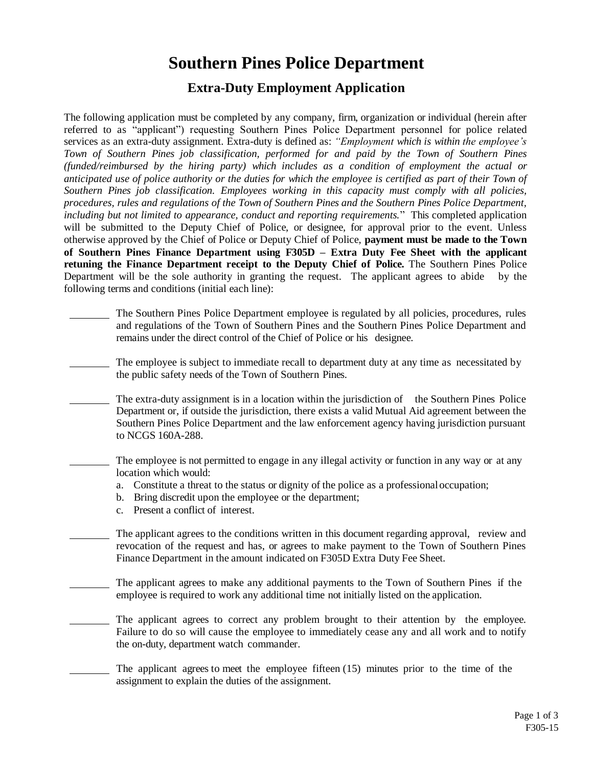# Southern Pines Police Department

## Extra-Duty Employment Application

The following application must be completed by any company, firm, organization or individual (herein after referred to as "applicant") requesting Southern Pines Police Department personnel for police related services as an extra-duty assignment. Extra-duty is defined as: *"Employment which is within the employee's Town of Southern Pines job classification, performed for and paid by the Town of Southern Pines (funded/reimbursed by the hiring party) which includes as a condition of employment the actual or anticipated use of police authority or the duties for which the employee is certified as part of their Town of Southern Pines job classification. Employees working in this capacity must comply with all policies, procedures, rules and regulations of the Town of Southern Pines and the Southern Pines Police Department, including but not limited to appearance, conduct and reporting requirements.*" This completed application will be submitted to the Deputy Chief of Police, or designee, for approval prior to the event. Unless otherwise approved by the Chief of Police or Deputy Chief of Police, **payment must be made to the Town of Southern Pines Finance Department using F305D – Extra Duty Fee Sheet with the applicant retuning the Finance Department receipt to the Deputy Chief of Police.** The Southern Pines Police Department will be the sole authority in granting the request. The applicant agrees to abide by the following terms and conditions (initial each line):

________ The Southern Pines Police Department employee is regulated by all policies, procedures, rules and regulations of the Town of Southern Pines and the Southern Pines Police Department and remains under the direct control of the Chief of Police or his designee.

________ The employee is subject to immediate recall to department duty at any time as necessitated by the public safety needs of the Town of Southern Pines.

________ The extra-duty assignment is in a location within the jurisdiction of the Southern Pines Police Department or, if outside the jurisdiction, there exists a valid Mutual Aid agreement between the Southern Pines Police Department and the law enforcement agency having jurisdiction pursuant to NCGS 160A-288.

________ The employee is not permitted to engage in any illegal activity or function in any way or at any location which would:

a. Constitute a threat to the status or dignity of the police as a professional occupation;
b. Bring discredit upon the employee or the department;
c. Present a conflict of interest.

________ The applicant agrees to the conditions written in this document regarding approval, review and revocation of the request and has, or agrees to make payment to the Town of Southern Pines Finance Department in the amount indicated on F305D Extra Duty Fee Sheet.

________ The applicant agrees to make any additional payments to the Town of Southern Pines if the employee is required to work any additional time not initially listed on the application.

________ The applicant agrees to correct any problem brought to their attention by the employee. Failure to do so will cause the employee to immediately cease any and all work and to notify the on-duty, department watch commander.

________ The applicant agrees to meet the employee fifteen (15) minutes prior to the time of the assignment to explain the duties of the assignment.

F305-15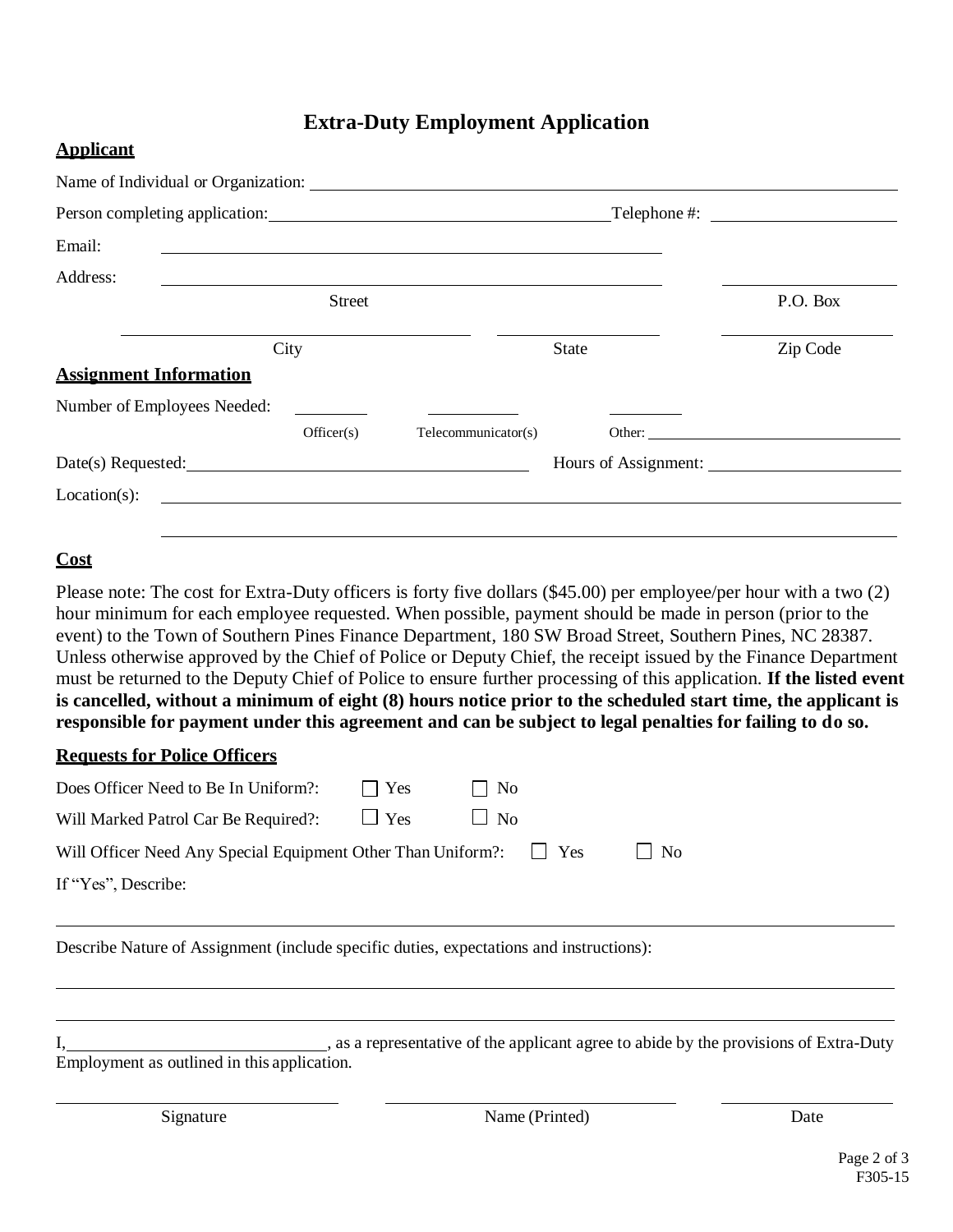# Extra-Duty Employment Application

**Applicant**

Name of Individual or Organization: ______________________________

Person completing application: ______________________________ Telephone #: ______________

Email: ______________________________

Address: ______________________________ ______________

Street P.O. Box

______________ ______________ ______________

City State Zip Code

**Assignment Information**

Number of Employees Needed: ________ Officer(s) ________ Telecommunicator(s) ________ Other: ______________

Date(s) Requested: ______________________________ Hours of Assignment: ______________

Location(s): ______________________________

______________________________

**Cost**

Please note: The cost for Extra-Duty officers is forty five dollars ($45.00) per employee/per hour with a two (2) hour minimum for each employee requested. When possible, payment should be made in person (prior to the event) to the Town of Southern Pines Finance Department, 180 SW Broad Street, Southern Pines, NC 28387. Unless otherwise approved by the Chief of Police or Deputy Chief, the receipt issued by the Finance Department must be returned to the Deputy Chief of Police to ensure further processing of this application. **If the listed event is cancelled, without a minimum of eight (8) hours notice prior to the scheduled start time, the applicant is responsible for payment under this agreement and can be subject to legal penalties for failing to do so.**

**Requests for Police Officers**

Does Officer Need to Be In Uniform?: ☐ Yes ☐ No

Will Marked Patrol Car Be Required?: ☐ Yes ☐ No

Will Officer Need Any Special Equipment Other Than Uniform?: ☐ Yes ☐ No

If "Yes", Describe:

______________________________

Describe Nature of Assignment (include specific duties, expectations and instructions):

______________________________

______________________________

I, ______________________________, as a representative of the applicant agree to abide by the provisions of Extra-Duty Employment as outlined in this application.

______________ ______________ ______________

Signature Name (Printed) Date

F305-15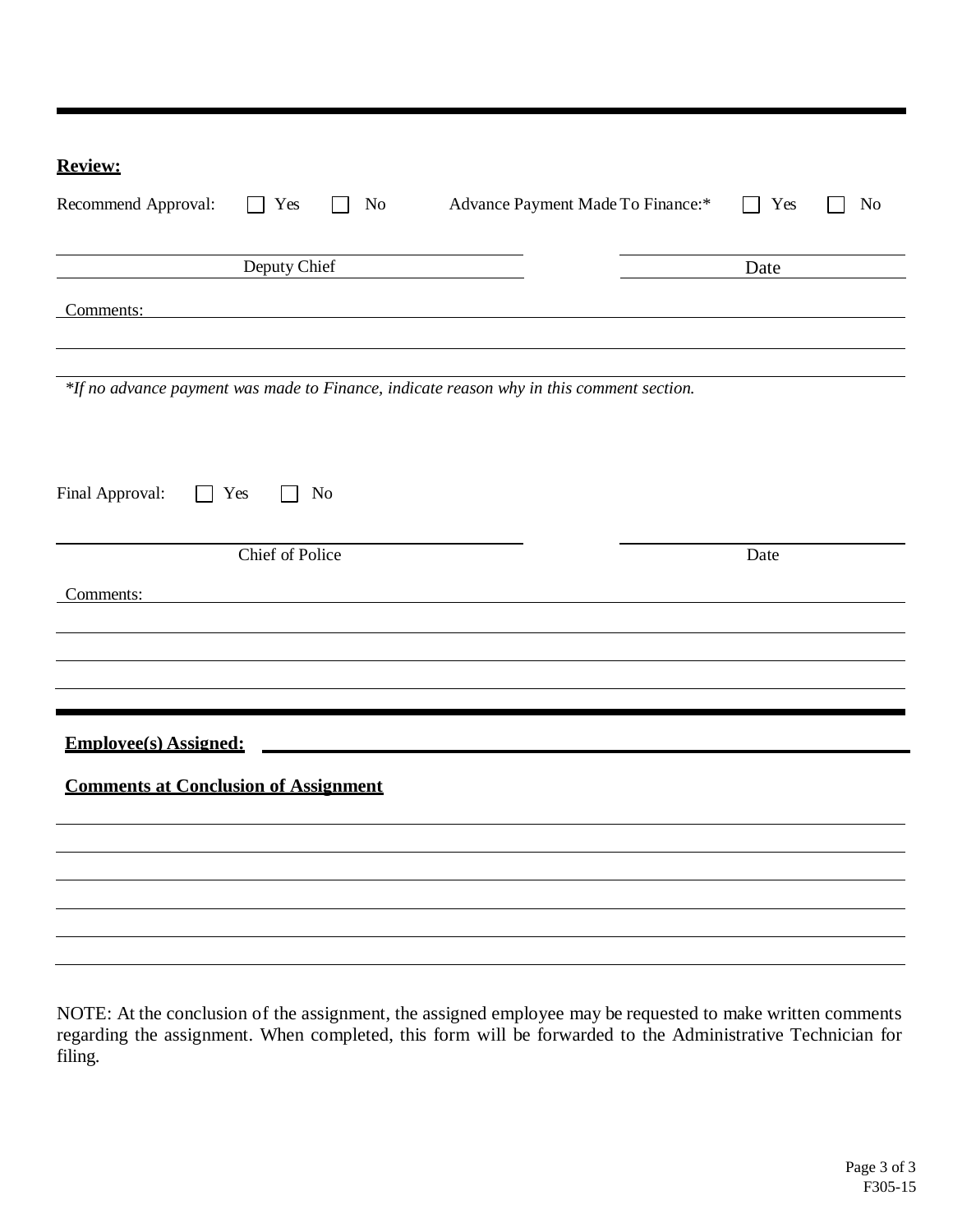**Review:**

Recommend Approval: ☐ Yes ☐ No Advance Payment Made To Finance:* ☐ Yes ☐ No

Deputy Chief Date

Comments:

*If no advance payment was made to Finance, indicate reason why in this comment section.*

Final Approval: ☐ Yes ☐ No

Chief of Police Date

Comments:

**Employee(s) Assigned:**

**Comments at Conclusion of Assignment**

NOTE: At the conclusion of the assignment, the assigned employee may be requested to make written comments regarding the assignment. When completed, this form will be forwarded to the Administrative Technician for filing.

F305-15